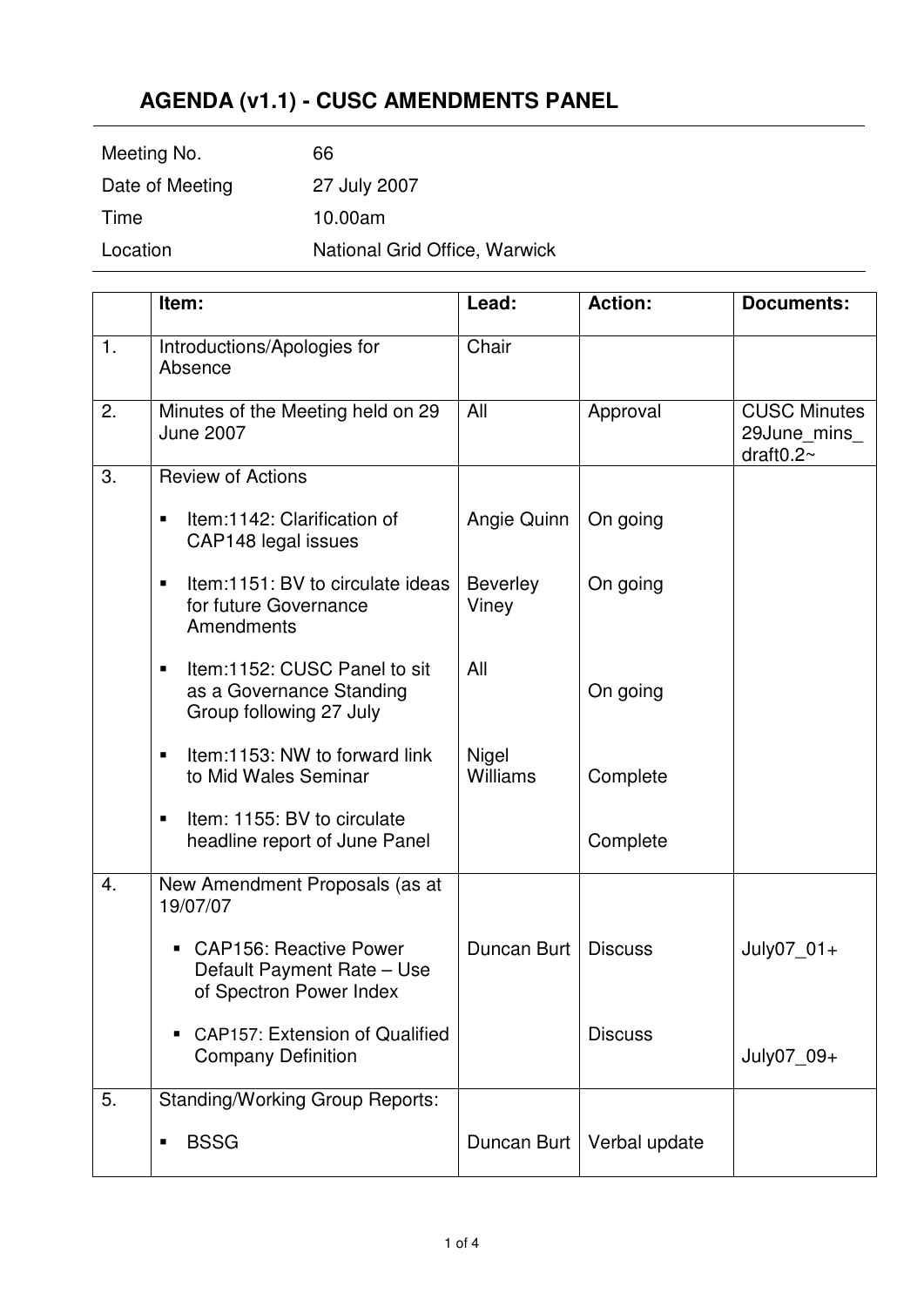# AGENDA (v1.1) - CUSC AMENDMENTS PANEL

| | |
|---|---|
| Meeting No. | 66 |
| Date of Meeting | 27 July 2007 |
| Time | 10.00am |
| Location | National Grid Office, Warwick |

| | Item: | Lead: | Action: | Documents: |
|---|---|---|---|---|
| 1. | Introductions/Apologies for Absence | Chair | | |
| 2. | Minutes of the Meeting held on 29 June 2007 | All | Approval | CUSC Minutes 29June_mins_draft0.2~ |
| 3. | Review of Actions | | | |
| | ▪ Item:1142: Clarification of CAP148 legal issues | Angie Quinn | On going | |
| | ▪ Item:1151: BV to circulate ideas for future Governance Amendments | Beverley Viney | On going | |
| | ▪ Item:1152: CUSC Panel to sit as a Governance Standing Group following 27 July | All | On going | |
| | ▪ Item:1153: NW to forward link to Mid Wales Seminar | Nigel Williams | Complete | |
| | ▪ Item: 1155: BV to circulate headline report of June Panel | | Complete | |
| 4. | New Amendment Proposals (as at 19/07/07 | | | |
| | ▪ CAP156: Reactive Power Default Payment Rate – Use of Spectron Power Index | Duncan Burt | Discuss | July07_01+ |
| | ▪ CAP157: Extension of Qualified Company Definition | | Discuss | July07_09+ |
| 5. | Standing/Working Group Reports: | | | |
| | ▪ BSSG | Duncan Burt | Verbal update | |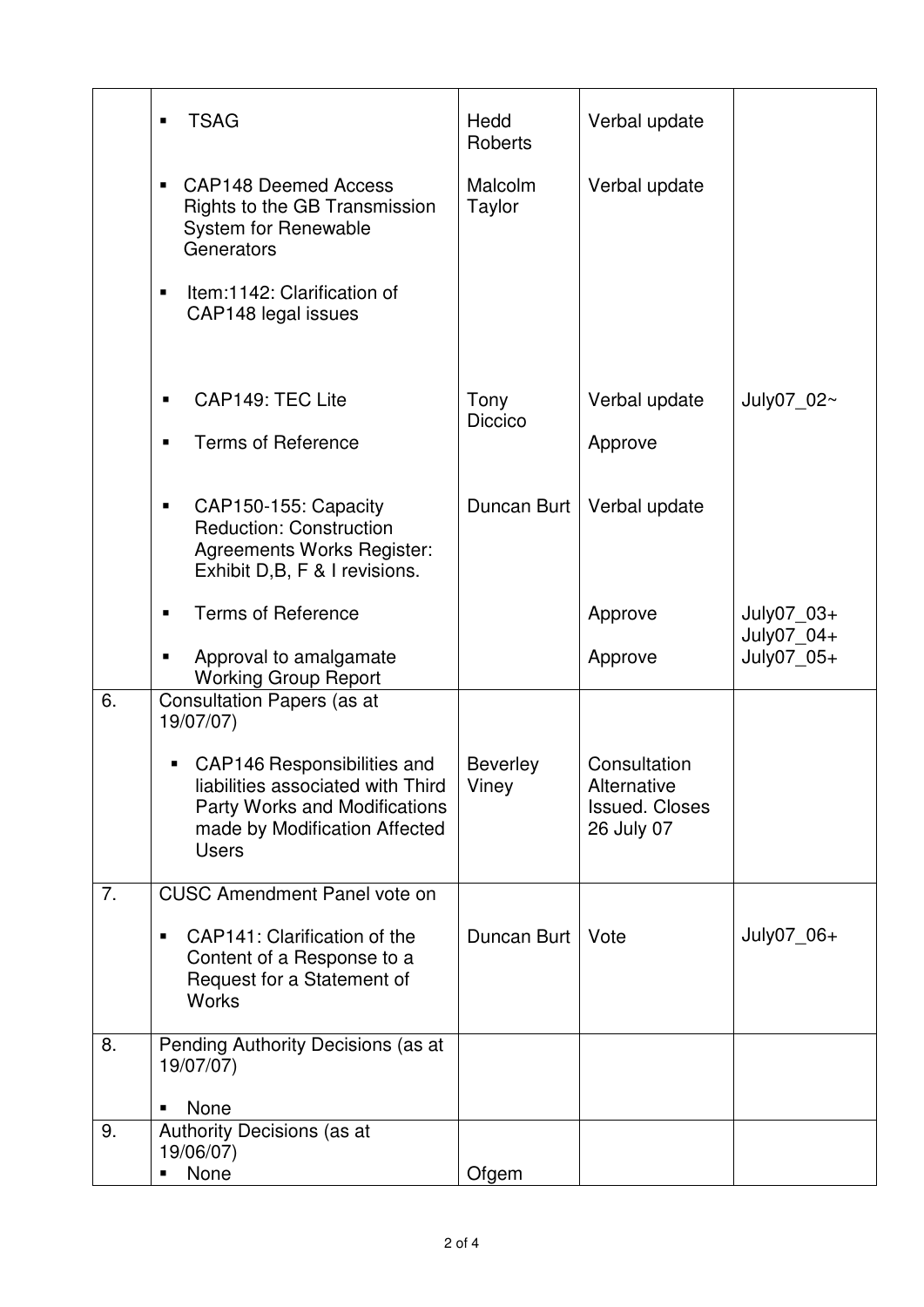| | | | | |
|---|---|---|---|---|
| | ▪ TSAG | Hedd Roberts | Verbal update | |
| | ▪ CAP148 Deemed Access Rights to the GB Transmission System for Renewable Generators<br>▪ Item:1142: Clarification of CAP148 legal issues | Malcolm Taylor | Verbal update | |
| | ▪ CAP149: TEC Lite<br>▪ Terms of Reference | Tony Diccico | Verbal update<br>Approve | July07_02~ |
| | ▪ CAP150-155: Capacity Reduction: Construction Agreements Works Register: Exhibit D,B, F & I revisions.<br>▪ Terms of Reference<br>▪ Approval to amalgamate Working Group Report | Duncan Burt | Verbal update<br>Approve<br>Approve | July07_03+<br>July07_04+<br>July07_05+ |
| 6. | Consultation Papers (as at 19/07/07)<br>▪ CAP146 Responsibilities and liabilities associated with Third Party Works and Modifications made by Modification Affected Users | Beverley Viney | Consultation Alternative Issued. Closes 26 July 07 | |
| 7. | CUSC Amendment Panel vote on<br>▪ CAP141: Clarification of the Content of a Response to a Request for a Statement of Works | Duncan Burt | Vote | July07_06+ |
| 8. | Pending Authority Decisions (as at 19/07/07)<br>▪ None | | | |
| 9. | Authority Decisions (as at 19/06/07)<br>▪ None | Ofgem | | |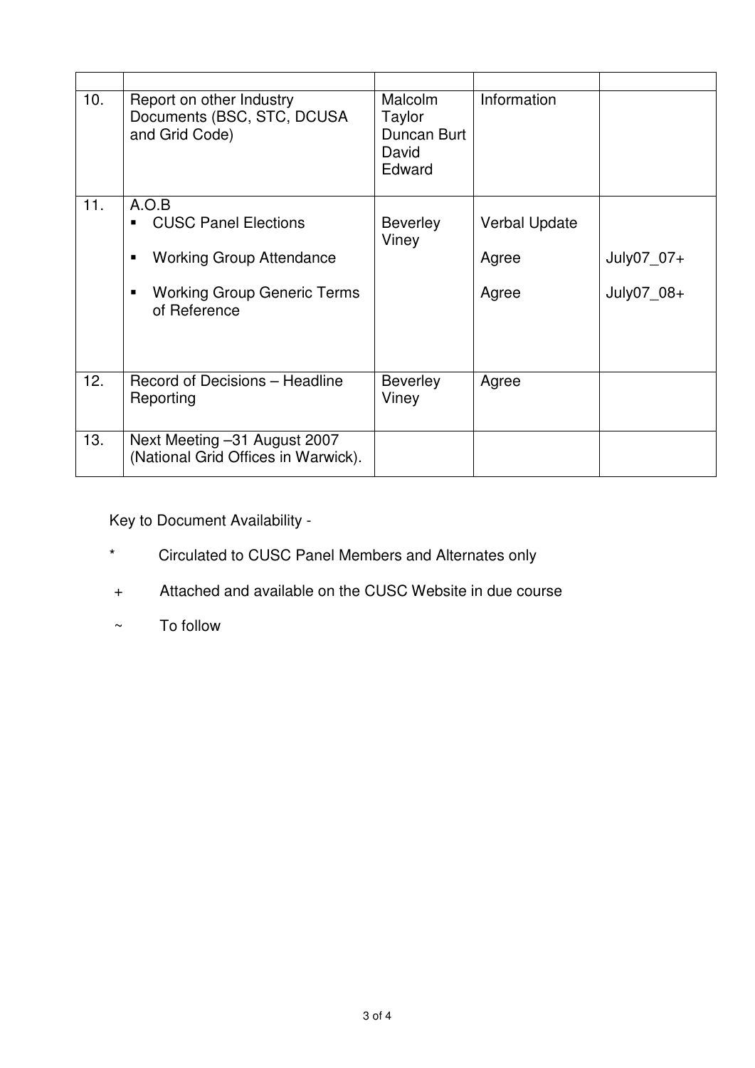| | | | | |
|---|---|---|---|---|
| 10. | Report on other Industry Documents (BSC, STC, DCUSA and Grid Code) | Malcolm Taylor<br>Duncan Burt<br>David Edward | Information | |
| 11. | A.O.B<br>▪ CUSC Panel Elections<br>▪ Working Group Attendance<br>▪ Working Group Generic Terms of Reference | Beverley Viney | Verbal Update<br>Agree<br>Agree | <br>July07_07+<br>July07_08+ |
| 12. | Record of Decisions – Headline Reporting | Beverley Viney | Agree | |
| 13. | Next Meeting –31 August 2007 (National Grid Offices in Warwick). | | | |

Key to Document Availability -

- * Circulated to CUSC Panel Members and Alternates only
- + Attached and available on the CUSC Website in due course
- ~ To follow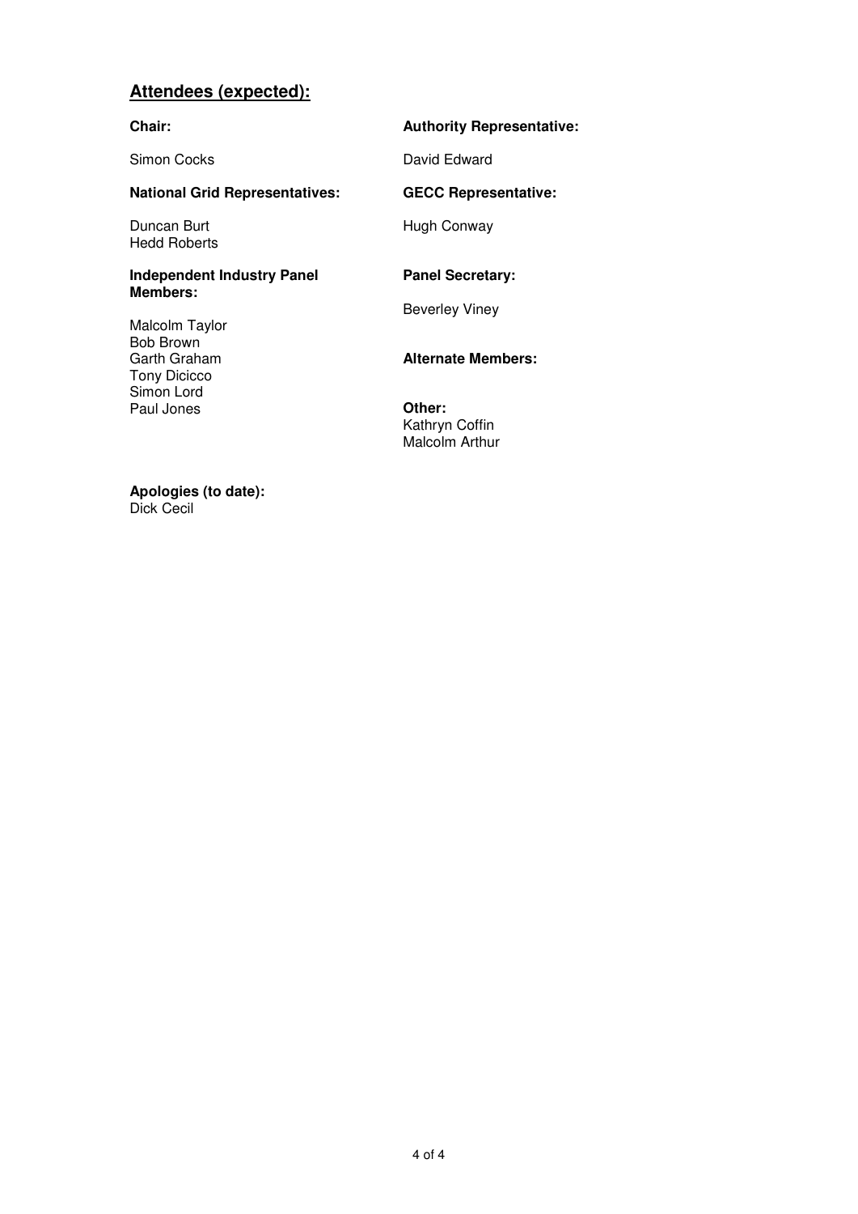## **Attendees (expected):**

**Chair:**

Simon Cocks

**National Grid Representatives:**

Duncan Burt
Hedd Roberts

**Independent Industry Panel Members:**

Malcolm Taylor
Bob Brown
Garth Graham
Tony Dicicco
Simon Lord
Paul Jones

**Authority Representative:**

David Edward

**GECC Representative:**

Hugh Conway

**Panel Secretary:**

Beverley Viney

**Alternate Members:**

**Other:**
Kathryn Coffin
Malcolm Arthur

**Apologies (to date):**
Dick Cecil